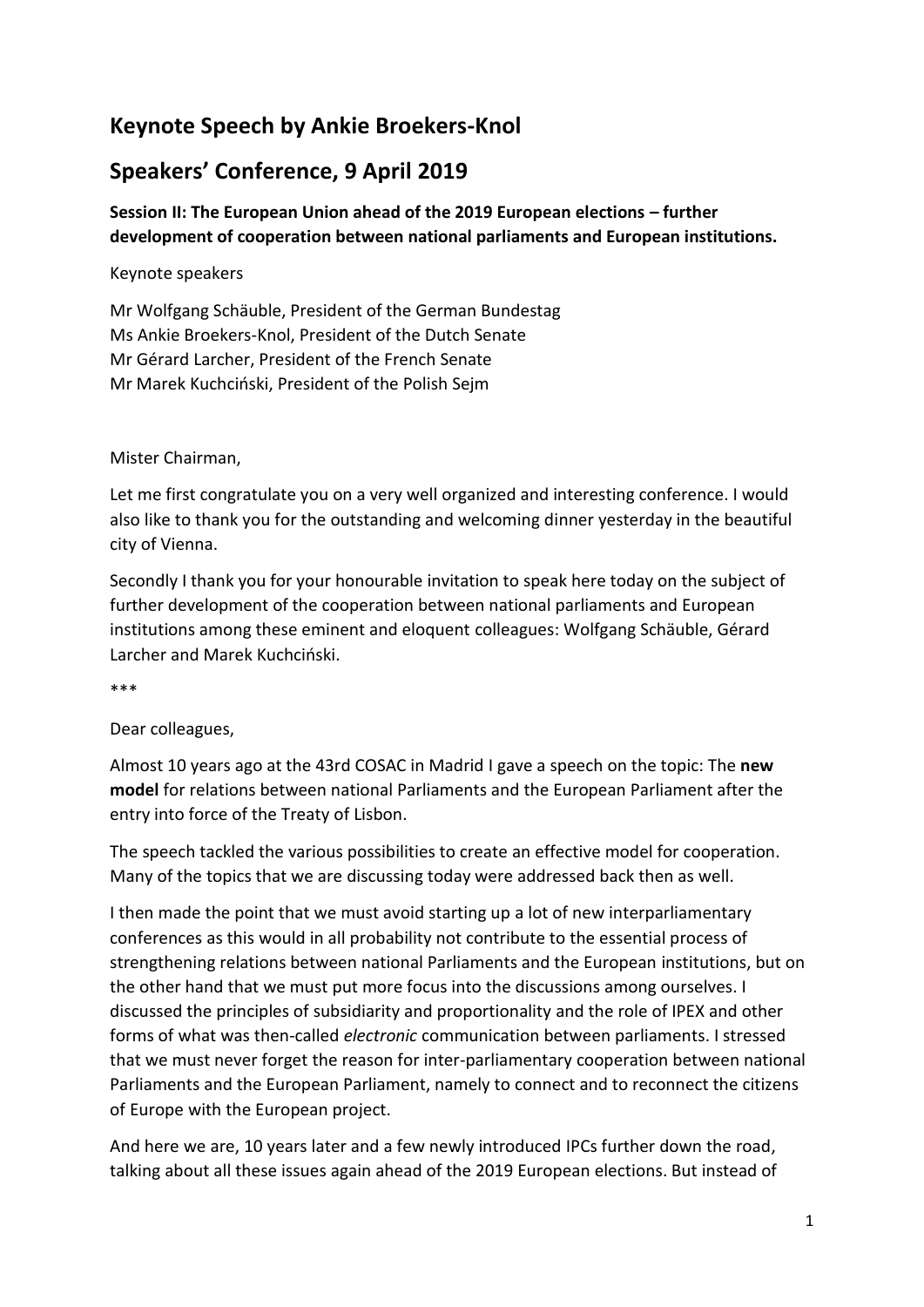# Keynote Speech by Ankie Broekers-Knol

# Speakers' Conference, 9 April 2019

**Session II: The European Union ahead of the 2019 European elections – further development of cooperation between national parliaments and European institutions.**

Keynote speakers

Mr Wolfgang Schäuble, President of the German Bundestag
Ms Ankie Broekers-Knol, President of the Dutch Senate
Mr Gérard Larcher, President of the French Senate
Mr Marek Kuchciński, President of the Polish Sejm

Mister Chairman,

Let me first congratulate you on a very well organized and interesting conference. I would also like to thank you for the outstanding and welcoming dinner yesterday in the beautiful city of Vienna.

Secondly I thank you for your honourable invitation to speak here today on the subject of further development of the cooperation between national parliaments and European institutions among these eminent and eloquent colleagues: Wolfgang Schäuble, Gérard Larcher and Marek Kuchciński.

***

Dear colleagues,

Almost 10 years ago at the 43rd COSAC in Madrid I gave a speech on the topic: The **new model** for relations between national Parliaments and the European Parliament after the entry into force of the Treaty of Lisbon.

The speech tackled the various possibilities to create an effective model for cooperation. Many of the topics that we are discussing today were addressed back then as well.

I then made the point that we must avoid starting up a lot of new interparliamentary conferences as this would in all probability not contribute to the essential process of strengthening relations between national Parliaments and the European institutions, but on the other hand that we must put more focus into the discussions among ourselves. I discussed the principles of subsidiarity and proportionality and the role of IPEX and other forms of what was then-called *electronic* communication between parliaments. I stressed that we must never forget the reason for inter-parliamentary cooperation between national Parliaments and the European Parliament, namely to connect and to reconnect the citizens of Europe with the European project.

And here we are, 10 years later and a few newly introduced IPCs further down the road, talking about all these issues again ahead of the 2019 European elections. But instead of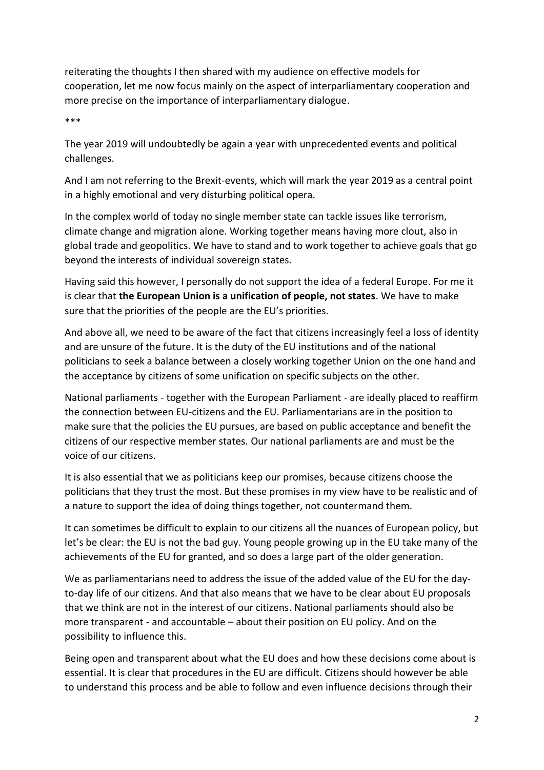reiterating the thoughts I then shared with my audience on effective models for cooperation, let me now focus mainly on the aspect of interparliamentary cooperation and more precise on the importance of interparliamentary dialogue.

\*\*\*

The year 2019 will undoubtedly be again a year with unprecedented events and political challenges.

And I am not referring to the Brexit-events, which will mark the year 2019 as a central point in a highly emotional and very disturbing political opera.

In the complex world of today no single member state can tackle issues like terrorism, climate change and migration alone. Working together means having more clout, also in global trade and geopolitics. We have to stand and to work together to achieve goals that go beyond the interests of individual sovereign states.

Having said this however, I personally do not support the idea of a federal Europe. For me it is clear that **the European Union is a unification of people, not states**. We have to make sure that the priorities of the people are the EU's priorities.

And above all, we need to be aware of the fact that citizens increasingly feel a loss of identity and are unsure of the future. It is the duty of the EU institutions and of the national politicians to seek a balance between a closely working together Union on the one hand and the acceptance by citizens of some unification on specific subjects on the other.

National parliaments - together with the European Parliament - are ideally placed to reaffirm the connection between EU-citizens and the EU. Parliamentarians are in the position to make sure that the policies the EU pursues, are based on public acceptance and benefit the citizens of our respective member states. Our national parliaments are and must be the voice of our citizens.

It is also essential that we as politicians keep our promises, because citizens choose the politicians that they trust the most. But these promises in my view have to be realistic and of a nature to support the idea of doing things together, not countermand them.

It can sometimes be difficult to explain to our citizens all the nuances of European policy, but let's be clear: the EU is not the bad guy. Young people growing up in the EU take many of the achievements of the EU for granted, and so does a large part of the older generation.

We as parliamentarians need to address the issue of the added value of the EU for the day-to-day life of our citizens. And that also means that we have to be clear about EU proposals that we think are not in the interest of our citizens. National parliaments should also be more transparent - and accountable – about their position on EU policy. And on the possibility to influence this.

Being open and transparent about what the EU does and how these decisions come about is essential. It is clear that procedures in the EU are difficult. Citizens should however be able to understand this process and be able to follow and even influence decisions through their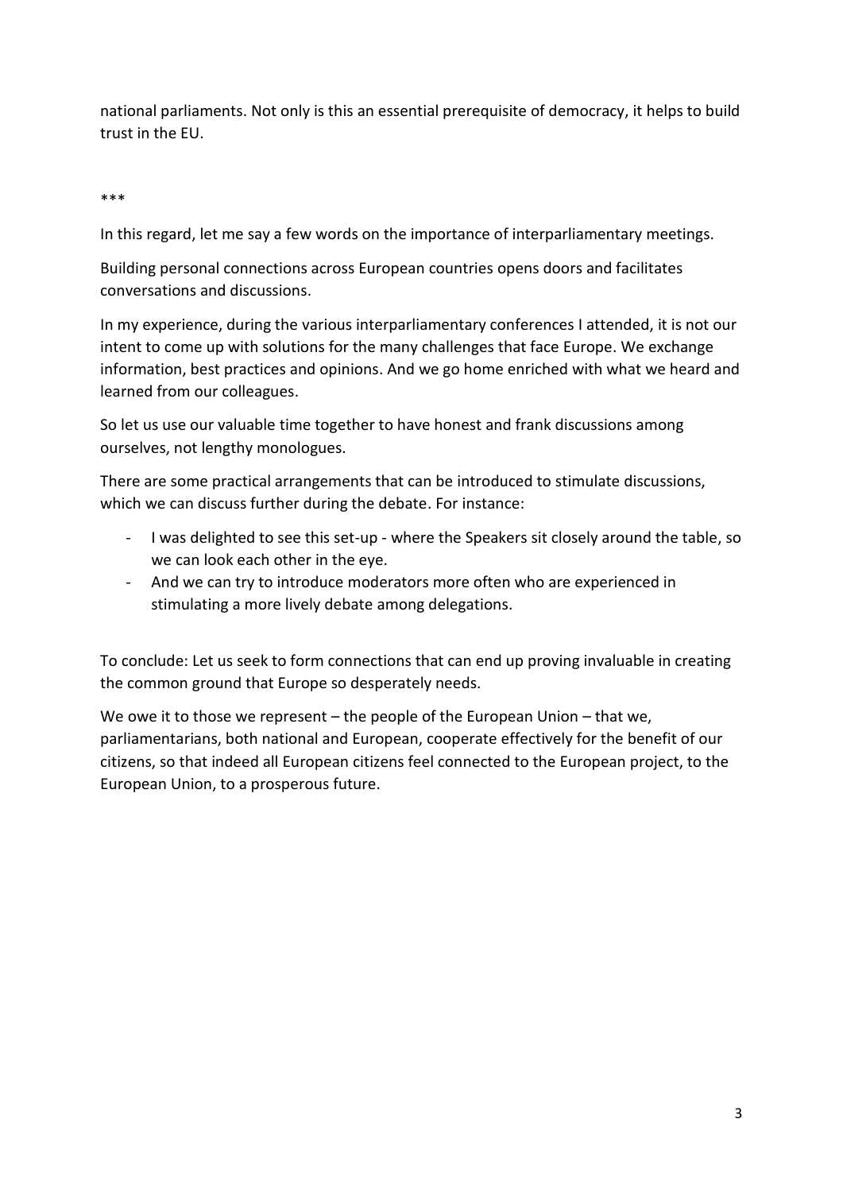national parliaments. Not only is this an essential prerequisite of democracy, it helps to build trust in the EU.

***

In this regard, let me say a few words on the importance of interparliamentary meetings.

Building personal connections across European countries opens doors and facilitates conversations and discussions.

In my experience, during the various interparliamentary conferences I attended, it is not our intent to come up with solutions for the many challenges that face Europe. We exchange information, best practices and opinions. And we go home enriched with what we heard and learned from our colleagues.

So let us use our valuable time together to have honest and frank discussions among ourselves, not lengthy monologues.

There are some practical arrangements that can be introduced to stimulate discussions, which we can discuss further during the debate. For instance:

- I was delighted to see this set-up - where the Speakers sit closely around the table, so we can look each other in the eye.
- And we can try to introduce moderators more often who are experienced in stimulating a more lively debate among delegations.

To conclude: Let us seek to form connections that can end up proving invaluable in creating the common ground that Europe so desperately needs.

We owe it to those we represent – the people of the European Union – that we, parliamentarians, both national and European, cooperate effectively for the benefit of our citizens, so that indeed all European citizens feel connected to the European project, to the European Union, to a prosperous future.